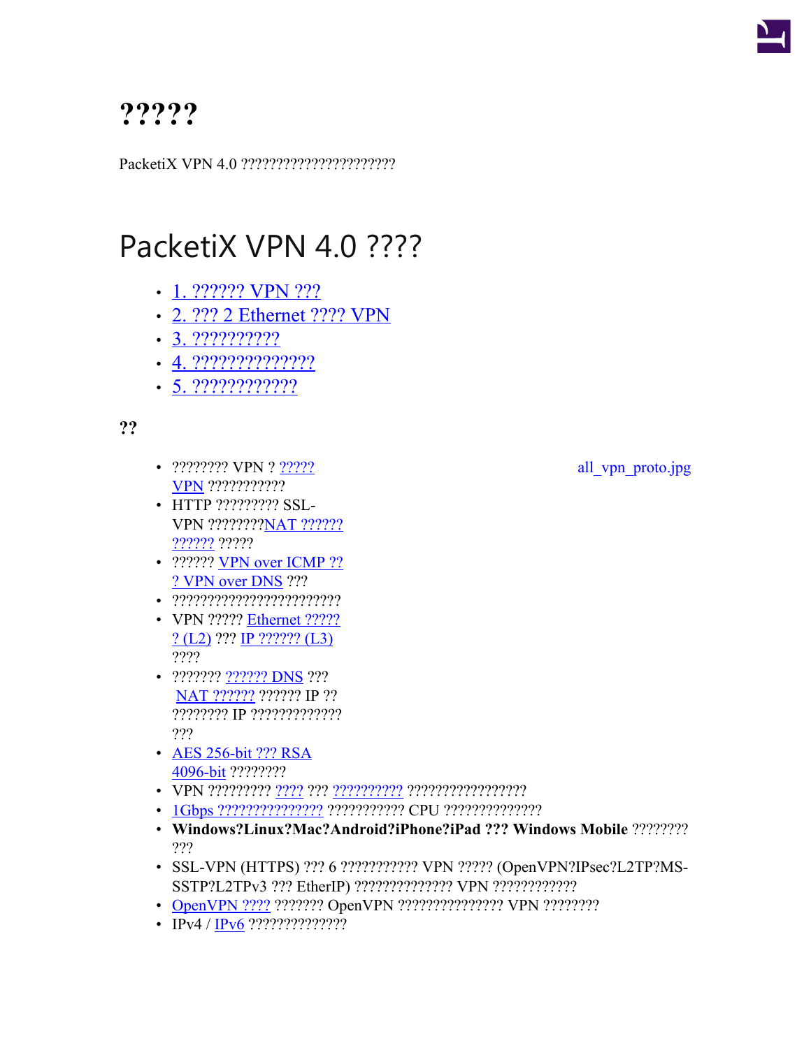# ?????

PacketiX VPN 4.0 ?????????????????????

# PacketiX VPN 4.0 ????

- 1. ?????? VPN ???
- 2. ??? 2 Ethernet ???? VPN
- 3. ??????????
- 4. ??????????????
- 5. ????????????

### ??

all_vpn_proto.jpg

- ???????? VPN ? ????? VPN ???????????
- HTTP ????????? SSL-VPN ????????NAT ?????? ?????? ?????
- ?????? VPN over ICMP ?? ? VPN over DNS ???
- ???????????????????????
- VPN ????? Ethernet ????? ? (L2) ??? IP ?????? (L3) ????
- ??????? ?????? DNS ??? NAT ?????? ?????? IP ?? ???????? IP ????????????? ???
- AES 256-bit ??? RSA 4096-bit ????????
- VPN ????????? ???? ??? ?????????? ?????????????????
- 1Gbps ??????????????? ??????????? CPU ??????????????
- **Windows?Linux?Mac?Android?iPhone?iPad ??? Windows Mobile** ???????? ???
- SSL-VPN (HTTPS) ??? 6 ??????????? VPN ????? (OpenVPN?IPsec?L2TP?MS-SSTP?L2TPv3 ??? EtherIP) ?????????????? VPN ????????????
- OpenVPN ???? ??????? OpenVPN ??????????????? VPN ????????
- IPv4 / IPv6 ??????????????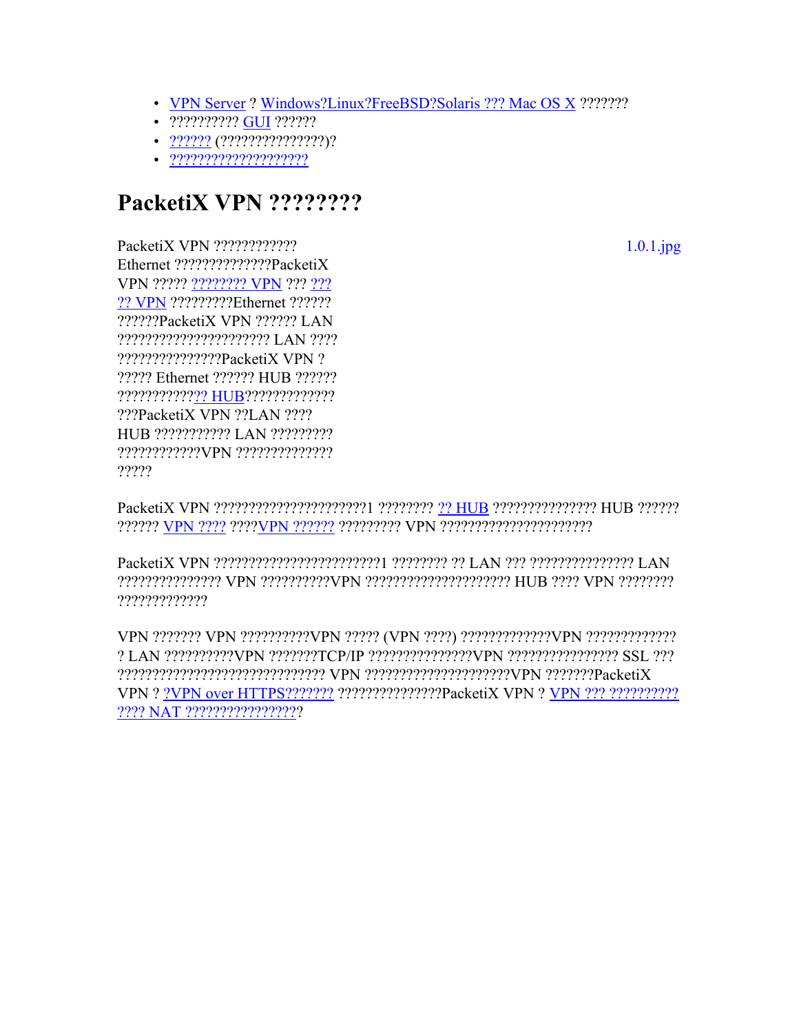- VPN Server ? Windows?Linux?FreeBSD?Solaris ??? Mac OS X ???????
- ?????????? GUI ??????
- ?????? (???????????????)?
- ???????????????????

## PacketiX VPN ????????

1.0.1.jpg

PacketiX VPN ???????????? Ethernet ??????????????PacketiX VPN ????? ???????? VPN ??? ??? ?? VPN ?????????Ethernet ?????? ??????PacketiX VPN ?????? LAN ?????????????????????? LAN ???? ???????????????PacketiX VPN ? ????? Ethernet ?????? HUB ?????? ???????????? HUB????????????? ???PacketiX VPN ??LAN ???? HUB ??????????? LAN ????????? ????????????VPN ?????????????? ?????

PacketiX VPN ??????????????????????1 ???????? ?? HUB ??????????????? HUB ?????? ?????? VPN ???? ????VPN ?????? ????????? VPN ??????????????????????

PacketiX VPN ????????????????????????1 ???????? ?? LAN ??? ??????????????? LAN ??????????????? VPN ??????????VPN ????????????????????? HUB ???? VPN ???????? ?????????????

VPN ??????? VPN ??????????VPN ????? (VPN ????) ?????????????VPN ????????????? ? LAN ??????????VPN ???????TCP/IP ???????????????VPN ???????????????? SSL ??? ?????????????????????????????? VPN ?????????????????????VPN ???????PacketiX VPN ? ?VPN over HTTPS??????? ???????????????PacketiX VPN ? VPN ??? ?????????? ???? NAT ?????????????????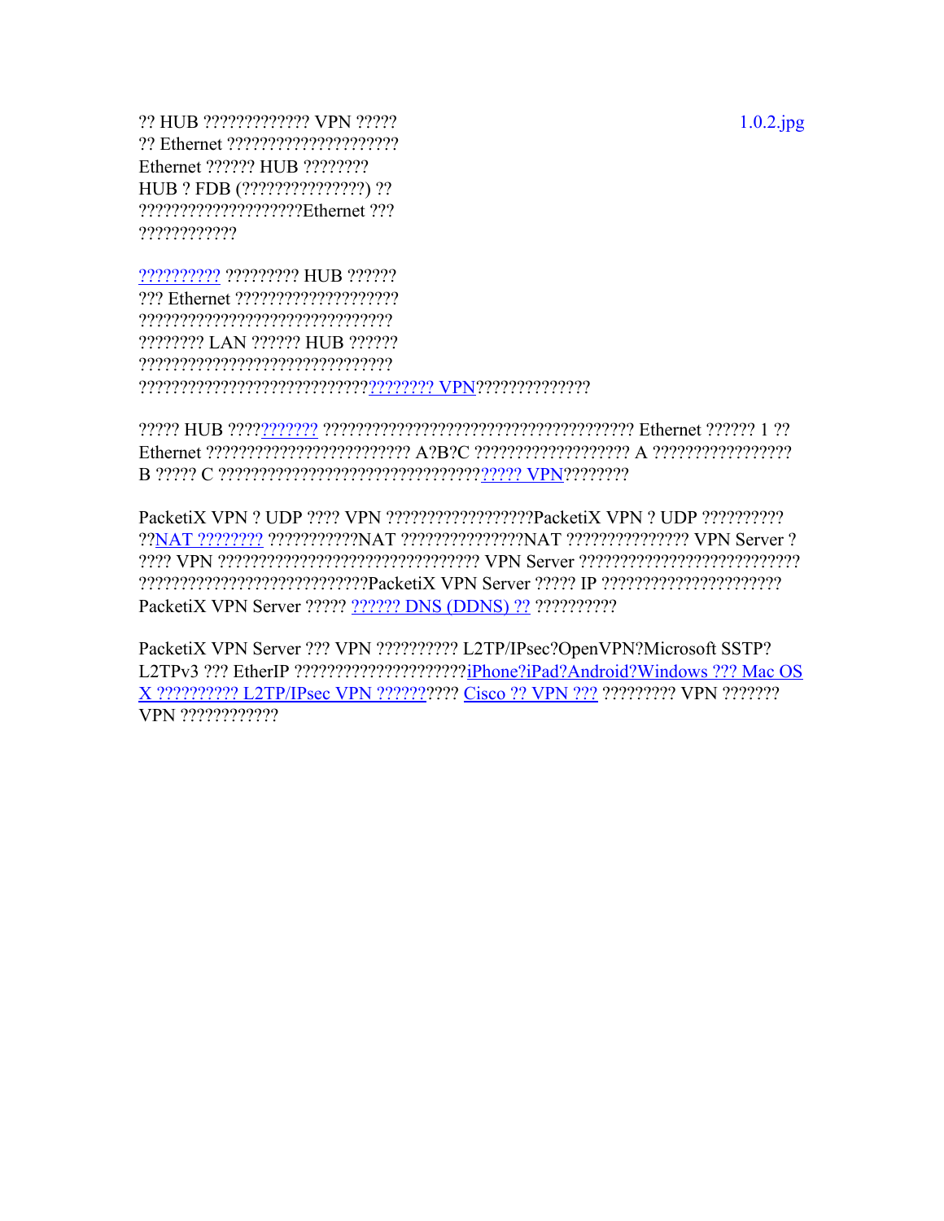?? HUB ????????????? VPN ?????
?? Ethernet ????????????????????
Ethernet ?????? HUB ????????
HUB ? FDB (???????????????) ??
???????????????????Ethernet ???
????????????

1.0.2.jpg

?????????? ????????? HUB ??????
??? Ethernet ????????????????????
???????????????????????????????
???????? LAN ?????? HUB ??????
???????????????????????????????
????????????????????????????????????? VPN??????????????

????? HUB ??????????? ???????????????????????????????????????? Ethernet ?????? 1 ?? Ethernet ????????????????????????? A?B?C ??????????????????? A ????????????????? B ????? C ??????????????????????????????????????? VPN????????

PacketiX VPN ? UDP ???? VPN ??????????????????PacketiX VPN ? UDP ?????????? ??NAT ???????? ???????????NAT ???????????????NAT ??????????????? VPN Server ? ???? VPN ????????????????????????????????? VPN Server ??????????????????????????? ????????????????????????????PacketiX VPN Server ????? IP ?????????????????????? PacketiX VPN Server ????? ?????? DNS (DDNS) ?? ??????????

PacketiX VPN Server ??? VPN ?????????? L2TP/IPsec?OpenVPN?Microsoft SSTP?L2TPv3 ??? EtherIP ?????????????????????iPhone?iPad?Android?Windows ??? Mac OS X ?????????? L2TP/IPsec VPN ?????????? Cisco ?? VPN ??? ????????? VPN ??????? VPN ????????????